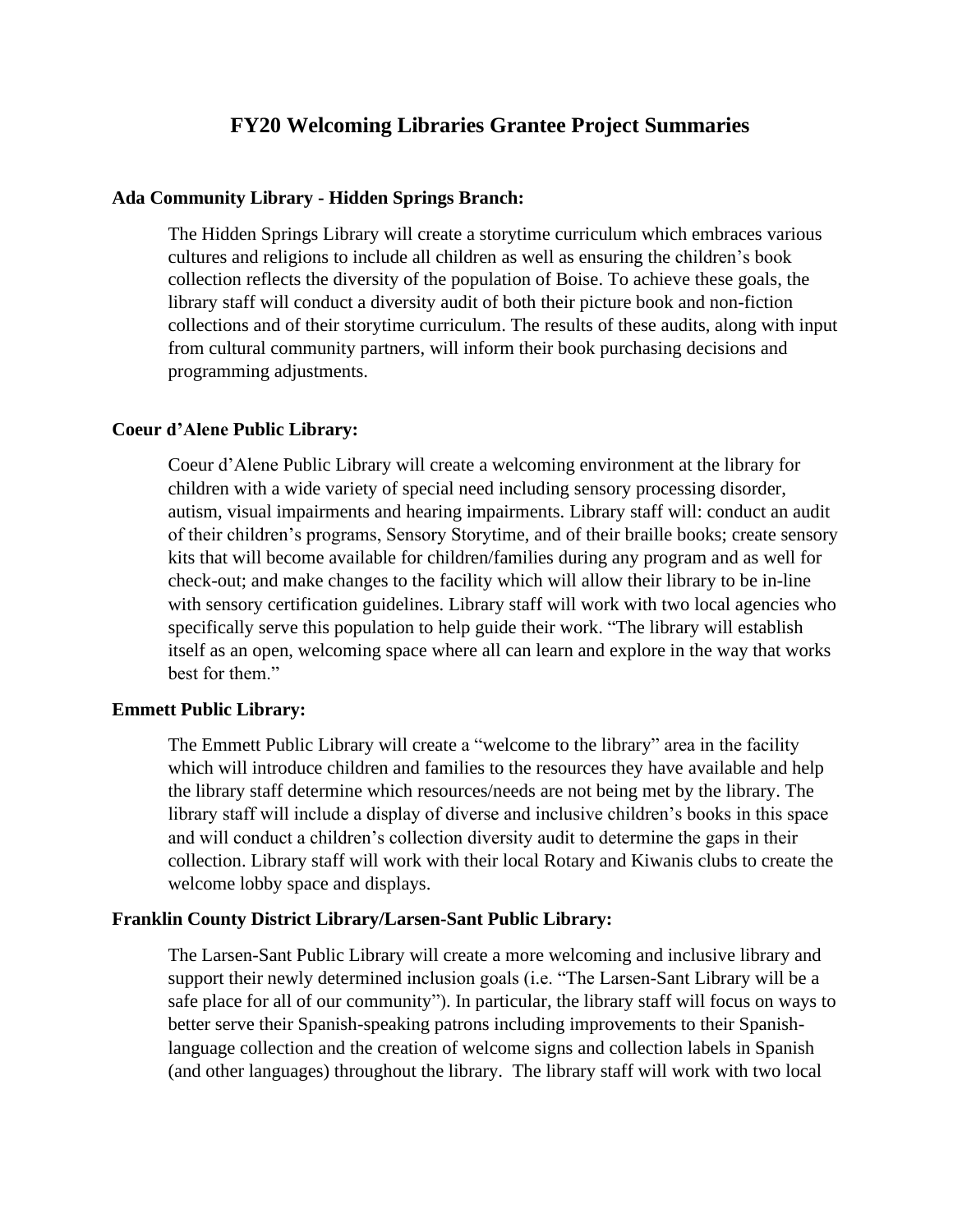# FY20 Welcoming Libraries Grantee Project Summaries

**Ada Community Library - Hidden Springs Branch:**

The Hidden Springs Library will create a storytime curriculum which embraces various cultures and religions to include all children as well as ensuring the children's book collection reflects the diversity of the population of Boise. To achieve these goals, the library staff will conduct a diversity audit of both their picture book and non-fiction collections and of their storytime curriculum. The results of these audits, along with input from cultural community partners, will inform their book purchasing decisions and programming adjustments.

**Coeur d'Alene Public Library:**

Coeur d'Alene Public Library will create a welcoming environment at the library for children with a wide variety of special need including sensory processing disorder, autism, visual impairments and hearing impairments. Library staff will: conduct an audit of their children's programs, Sensory Storytime, and of their braille books; create sensory kits that will become available for children/families during any program and as well for check-out; and make changes to the facility which will allow their library to be in-line with sensory certification guidelines. Library staff will work with two local agencies who specifically serve this population to help guide their work. "The library will establish itself as an open, welcoming space where all can learn and explore in the way that works best for them."

**Emmett Public Library:**

The Emmett Public Library will create a "welcome to the library" area in the facility which will introduce children and families to the resources they have available and help the library staff determine which resources/needs are not being met by the library. The library staff will include a display of diverse and inclusive children's books in this space and will conduct a children's collection diversity audit to determine the gaps in their collection. Library staff will work with their local Rotary and Kiwanis clubs to create the welcome lobby space and displays.

**Franklin County District Library/Larsen-Sant Public Library:**

The Larsen-Sant Public Library will create a more welcoming and inclusive library and support their newly determined inclusion goals (i.e. "The Larsen-Sant Library will be a safe place for all of our community"). In particular, the library staff will focus on ways to better serve their Spanish-speaking patrons including improvements to their Spanish-language collection and the creation of welcome signs and collection labels in Spanish (and other languages) throughout the library. The library staff will work with two local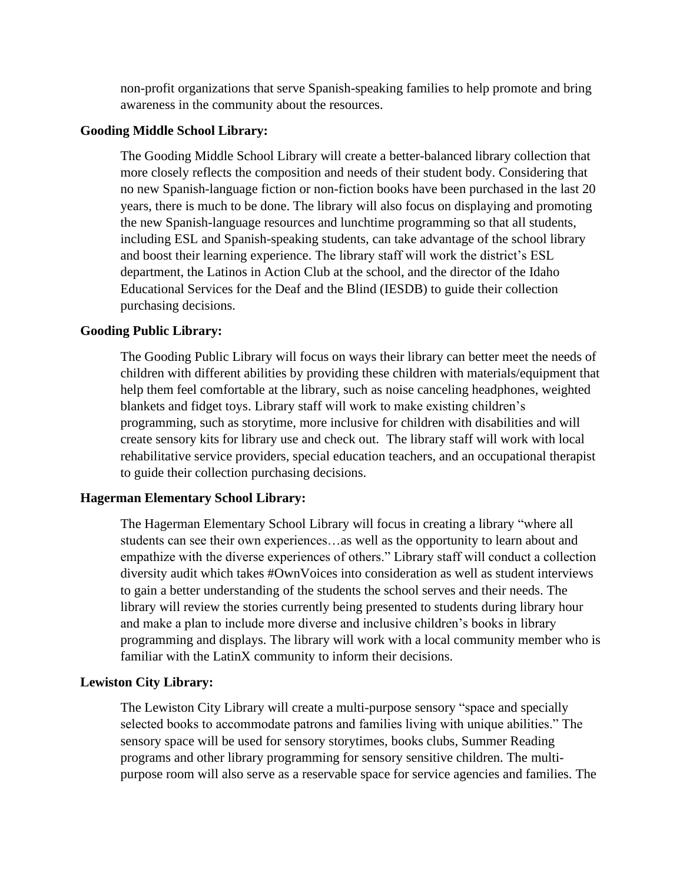non-profit organizations that serve Spanish-speaking families to help promote and bring awareness in the community about the resources.

**Gooding Middle School Library:**

The Gooding Middle School Library will create a better-balanced library collection that more closely reflects the composition and needs of their student body. Considering that no new Spanish-language fiction or non-fiction books have been purchased in the last 20 years, there is much to be done. The library will also focus on displaying and promoting the new Spanish-language resources and lunchtime programming so that all students, including ESL and Spanish-speaking students, can take advantage of the school library and boost their learning experience. The library staff will work the district's ESL department, the Latinos in Action Club at the school, and the director of the Idaho Educational Services for the Deaf and the Blind (IESDB) to guide their collection purchasing decisions.

**Gooding Public Library:**

The Gooding Public Library will focus on ways their library can better meet the needs of children with different abilities by providing these children with materials/equipment that help them feel comfortable at the library, such as noise canceling headphones, weighted blankets and fidget toys. Library staff will work to make existing children's programming, such as storytime, more inclusive for children with disabilities and will create sensory kits for library use and check out. The library staff will work with local rehabilitative service providers, special education teachers, and an occupational therapist to guide their collection purchasing decisions.

**Hagerman Elementary School Library:**

The Hagerman Elementary School Library will focus in creating a library "where all students can see their own experiences…as well as the opportunity to learn about and empathize with the diverse experiences of others." Library staff will conduct a collection diversity audit which takes #OwnVoices into consideration as well as student interviews to gain a better understanding of the students the school serves and their needs. The library will review the stories currently being presented to students during library hour and make a plan to include more diverse and inclusive children's books in library programming and displays. The library will work with a local community member who is familiar with the LatinX community to inform their decisions.

**Lewiston City Library:**

The Lewiston City Library will create a multi-purpose sensory "space and specially selected books to accommodate patrons and families living with unique abilities." The sensory space will be used for sensory storytimes, books clubs, Summer Reading programs and other library programming for sensory sensitive children. The multi-purpose room will also serve as a reservable space for service agencies and families. The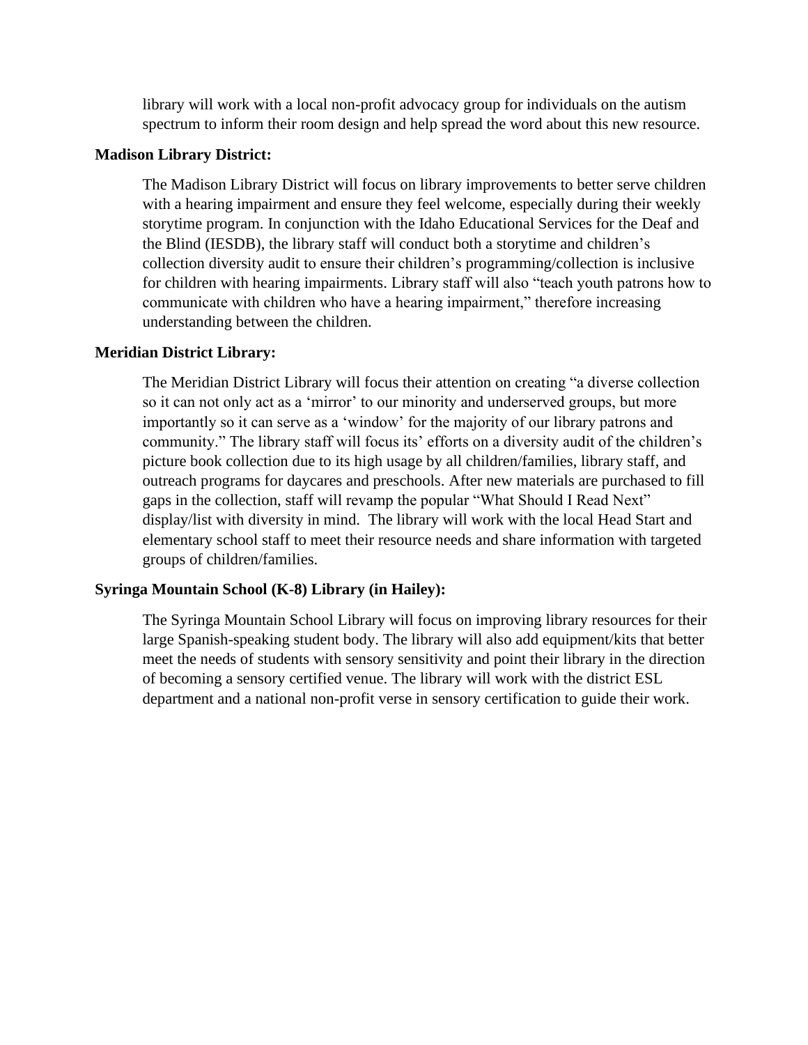library will work with a local non-profit advocacy group for individuals on the autism spectrum to inform their room design and help spread the word about this new resource.

**Madison Library District:**

The Madison Library District will focus on library improvements to better serve children with a hearing impairment and ensure they feel welcome, especially during their weekly storytime program. In conjunction with the Idaho Educational Services for the Deaf and the Blind (IESDB), the library staff will conduct both a storytime and children's collection diversity audit to ensure their children's programming/collection is inclusive for children with hearing impairments. Library staff will also "teach youth patrons how to communicate with children who have a hearing impairment," therefore increasing understanding between the children.

**Meridian District Library:**

The Meridian District Library will focus their attention on creating "a diverse collection so it can not only act as a 'mirror' to our minority and underserved groups, but more importantly so it can serve as a 'window' for the majority of our library patrons and community." The library staff will focus its' efforts on a diversity audit of the children's picture book collection due to its high usage by all children/families, library staff, and outreach programs for daycares and preschools. After new materials are purchased to fill gaps in the collection, staff will revamp the popular "What Should I Read Next" display/list with diversity in mind. The library will work with the local Head Start and elementary school staff to meet their resource needs and share information with targeted groups of children/families.

**Syringa Mountain School (K-8) Library (in Hailey):**

The Syringa Mountain School Library will focus on improving library resources for their large Spanish-speaking student body. The library will also add equipment/kits that better meet the needs of students with sensory sensitivity and point their library in the direction of becoming a sensory certified venue. The library will work with the district ESL department and a national non-profit verse in sensory certification to guide their work.